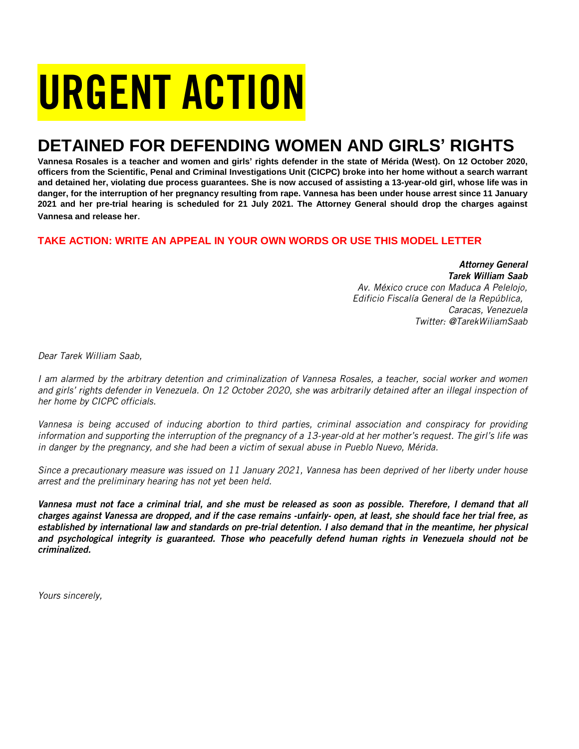# URGENT ACTION

## DETAINED FOR DEFENDING WOMEN AND GIRLS' RIGHTS

**Vannesa Rosales is a teacher and women and girls' rights defender in the state of Mérida (West). On 12 October 2020, officers from the Scientific, Penal and Criminal Investigations Unit (CICPC) broke into her home without a search warrant and detained her, violating due process guarantees. She is now accused of assisting a 13-year-old girl, whose life was in danger, for the interruption of her pregnancy resulting from rape. Vannesa has been under house arrest since 11 January 2021 and her pre-trial hearing is scheduled for 21 July 2021. The Attorney General should drop the charges against Vannesa and release her.**

**TAKE ACTION: WRITE AN APPEAL IN YOUR OWN WORDS OR USE THIS MODEL LETTER**

***Attorney General***
***Tarek William Saab***
*Av. México cruce con Maduca A Pelelojo,*
*Edificio Fiscalía General de la República,*
*Caracas, Venezuela*
*Twitter: @TarekWiliamSaab*

*Dear Tarek William Saab,*

*I am alarmed by the arbitrary detention and criminalization of Vannesa Rosales, a teacher, social worker and women and girls' rights defender in Venezuela. On 12 October 2020, she was arbitrarily detained after an illegal inspection of her home by CICPC officials.*

*Vannesa is being accused of inducing abortion to third parties, criminal association and conspiracy for providing information and supporting the interruption of the pregnancy of a 13-year-old at her mother's request. The girl's life was in danger by the pregnancy, and she had been a victim of sexual abuse in Pueblo Nuevo, Mérida.*

*Since a precautionary measure was issued on 11 January 2021, Vannesa has been deprived of her liberty under house arrest and the preliminary hearing has not yet been held.*

***Vannesa must not face a criminal trial, and she must be released as soon as possible. Therefore, I demand that all charges against Vanessa are dropped, and if the case remains -unfairly- open, at least, she should face her trial free, as established by international law and standards on pre-trial detention. I also demand that in the meantime, her physical and psychological integrity is guaranteed. Those who peacefully defend human rights in Venezuela should not be criminalized.***

*Yours sincerely,*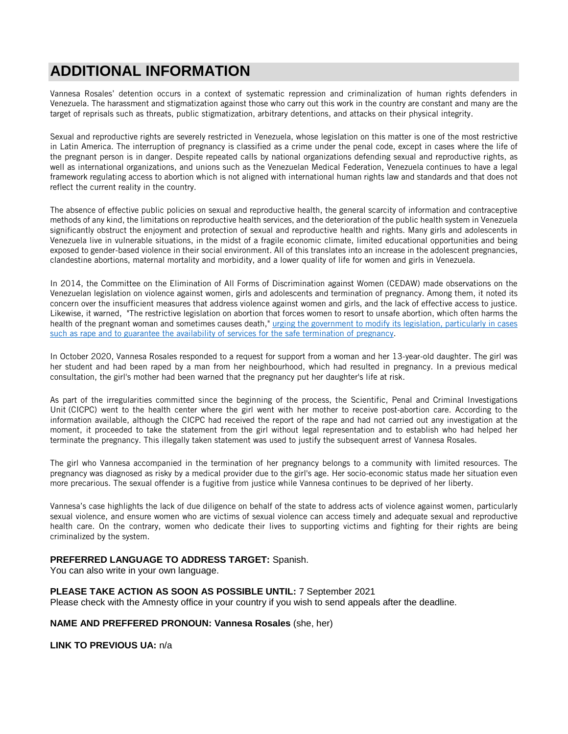# ADDITIONAL INFORMATION

Vannesa Rosales' detention occurs in a context of systematic repression and criminalization of human rights defenders in Venezuela. The harassment and stigmatization against those who carry out this work in the country are constant and many are the target of reprisals such as threats, public stigmatization, arbitrary detentions, and attacks on their physical integrity.

Sexual and reproductive rights are severely restricted in Venezuela, whose legislation on this matter is one of the most restrictive in Latin America. The interruption of pregnancy is classified as a crime under the penal code, except in cases where the life of the pregnant person is in danger. Despite repeated calls by national organizations defending sexual and reproductive rights, as well as international organizations, and unions such as the Venezuelan Medical Federation, Venezuela continues to have a legal framework regulating access to abortion which is not aligned with international human rights law and standards and that does not reflect the current reality in the country.

The absence of effective public policies on sexual and reproductive health, the general scarcity of information and contraceptive methods of any kind, the limitations on reproductive health services, and the deterioration of the public health system in Venezuela significantly obstruct the enjoyment and protection of sexual and reproductive health and rights. Many girls and adolescents in Venezuela live in vulnerable situations, in the midst of a fragile economic climate, limited educational opportunities and being exposed to gender-based violence in their social environment. All of this translates into an increase in the adolescent pregnancies, clandestine abortions, maternal mortality and morbidity, and a lower quality of life for women and girls in Venezuela.

In 2014, the Committee on the Elimination of All Forms of Discrimination against Women (CEDAW) made observations on the Venezuelan legislation on violence against women, girls and adolescents and termination of pregnancy. Among them, it noted its concern over the insufficient measures that address violence against women and girls, and the lack of effective access to justice. Likewise, it warned, "The restrictive legislation on abortion that forces women to resort to unsafe abortion, which often harms the health of the pregnant woman and sometimes causes death," urging the government to modify its legislation, particularly in cases such as rape and to guarantee the availability of services for the safe termination of pregnancy.

In October 2020, Vannesa Rosales responded to a request for support from a woman and her 13-year-old daughter. The girl was her student and had been raped by a man from her neighbourhood, which had resulted in pregnancy. In a previous medical consultation, the girl's mother had been warned that the pregnancy put her daughter's life at risk.

As part of the irregularities committed since the beginning of the process, the Scientific, Penal and Criminal Investigations Unit (CICPC) went to the health center where the girl went with her mother to receive post-abortion care. According to the information available, although the CICPC had received the report of the rape and had not carried out any investigation at the moment, it proceeded to take the statement from the girl without legal representation and to establish who had helped her terminate the pregnancy. This illegally taken statement was used to justify the subsequent arrest of Vannesa Rosales.

The girl who Vannesa accompanied in the termination of her pregnancy belongs to a community with limited resources. The pregnancy was diagnosed as risky by a medical provider due to the girl's age. Her socio-economic status made her situation even more precarious. The sexual offender is a fugitive from justice while Vannesa continues to be deprived of her liberty.

Vannesa's case highlights the lack of due diligence on behalf of the state to address acts of violence against women, particularly sexual violence, and ensure women who are victims of sexual violence can access timely and adequate sexual and reproductive health care. On the contrary, women who dedicate their lives to supporting victims and fighting for their rights are being criminalized by the system.

**PREFERRED LANGUAGE TO ADDRESS TARGET:** Spanish.
You can also write in your own language.

**PLEASE TAKE ACTION AS SOON AS POSSIBLE UNTIL:** 7 September 2021
Please check with the Amnesty office in your country if you wish to send appeals after the deadline.

**NAME AND PREFFERED PRONOUN: Vannesa Rosales** (she, her)

**LINK TO PREVIOUS UA:** n/a